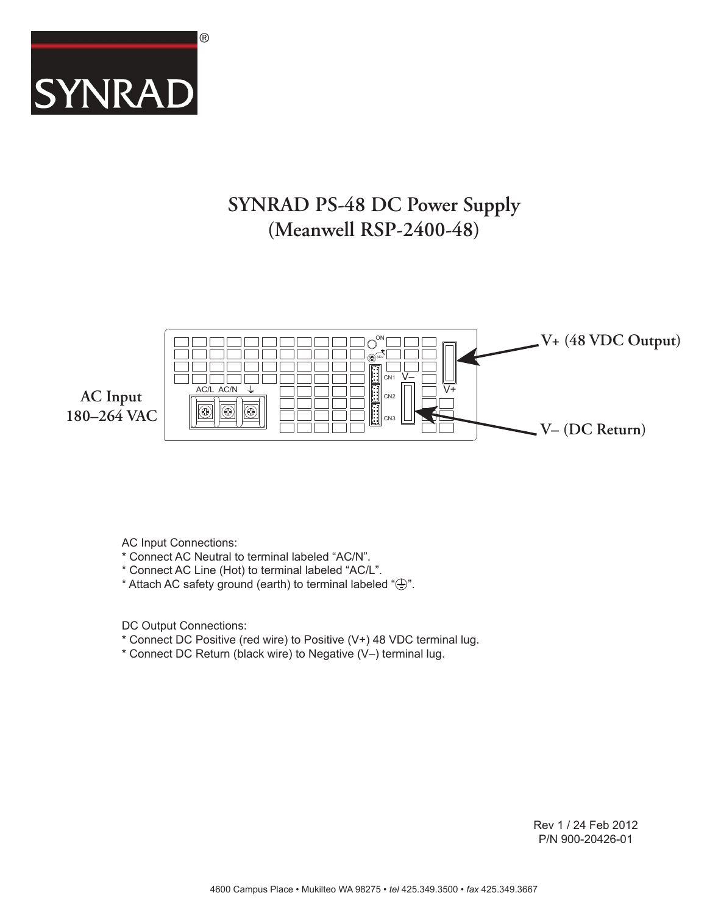SYNRAD®

# SYNRAD PS-48 DC Power Supply (Meanwell RSP-2400-48)

AC Input
180–264 VAC

V+ (48 VDC Output)

V– (DC Return)

AC Input Connections:
* Connect AC Neutral to terminal labeled "AC/N".
* Connect AC Line (Hot) to terminal labeled "AC/L".
* Attach AC safety ground (earth) to terminal labeled "⏚".

DC Output Connections:
* Connect DC Positive (red wire) to Positive (V+) 48 VDC terminal lug.
* Connect DC Return (black wire) to Negative (V–) terminal lug.

Rev 1 / 24 Feb 2012
P/N 900-20426-01

4600 Campus Place • Mukilteo WA 98275 • *tel* 425.349.3500 • *fax* 425.349.3667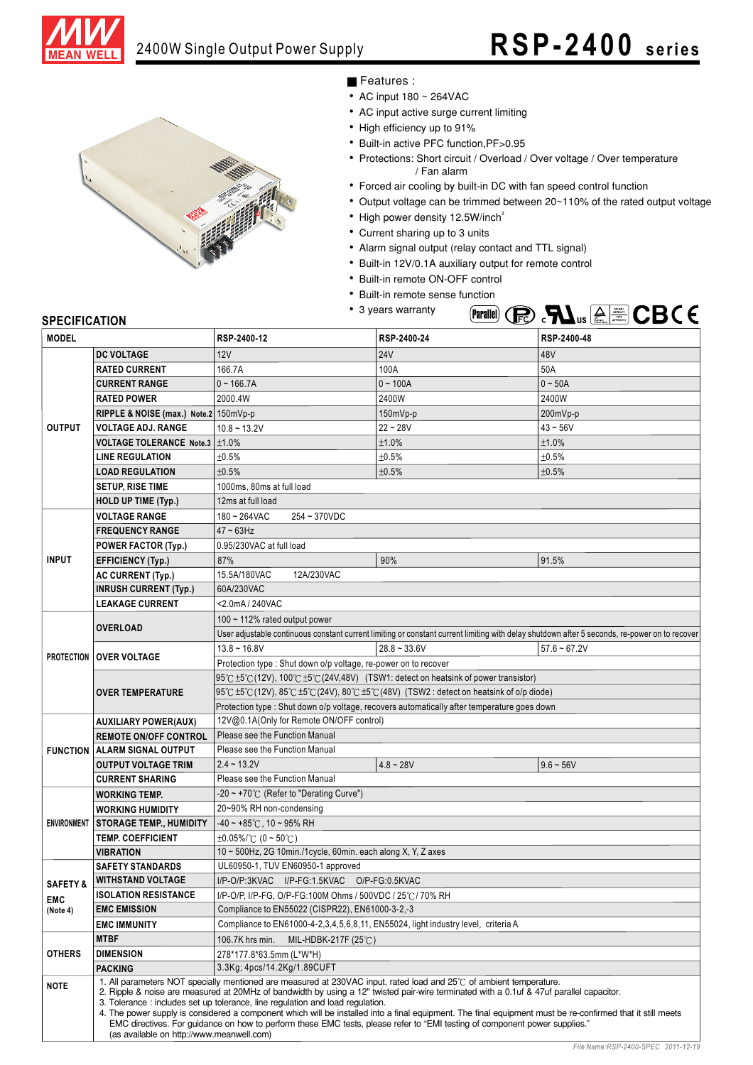# 2400W Single Output Power Supply

# RSP-2400 series

## Features :

- AC input 180 ~ 264VAC
- AC input active surge current limiting
- High efficiency up to 91%
- Built-in active PFC function,PF>0.95
- Protections: Short circuit / Overload / Over voltage / Over temperature / Fan alarm
- Forced air cooling by built-in DC with fan speed control function
- Output voltage can be trimmed between 20~110% of the rated output voltage
- High power density 12.5W/inch$^3$
- Current sharing up to 3 units
- Alarm signal output (relay contact and TTL signal)
- Built-in 12V/0.1A auxiliary output for remote control
- Built-in remote ON-OFF control
- Built-in remote sense function
- 3 years warranty

## SPECIFICATION

| MODEL | | RSP-2400-12 | RSP-2400-24 | RSP-2400-48 |
|---|---|---|---|---|
| OUTPUT | DC VOLTAGE | 12V | 24V | 48V |
| | RATED CURRENT | 166.7A | 100A | 50A |
| | CURRENT RANGE | 0 ~ 166.7A | 0 ~ 100A | 0 ~ 50A |
| | RATED POWER | 2000.4W | 2400W | 2400W |
| | RIPPLE & NOISE (max.) Note.2 | 150mVp-p | 150mVp-p | 200mVp-p |
| | VOLTAGE ADJ. RANGE | 10.8 ~ 13.2V | 22 ~ 28V | 43 ~ 56V |
| | VOLTAGE TOLERANCE Note.3 | ±1.0% | ±1.0% | ±1.0% |
| | LINE REGULATION | ±0.5% | ±0.5% | ±0.5% |
| | LOAD REGULATION | ±0.5% | ±0.5% | ±0.5% |
| | SETUP, RISE TIME | 1000ms, 80ms at full load | | |
| | HOLD UP TIME (Typ.) | 12ms at full load | | |
| INPUT | VOLTAGE RANGE | 180 ~ 264VAC 254 ~ 370VDC | | |
| | FREQUENCY RANGE | 47 ~ 63Hz | | |
| | POWER FACTOR (Typ.) | 0.95/230VAC at full load | | |
| | EFFICIENCY (Typ.) | 87% | 90% | 91.5% |
| | AC CURRENT (Typ.) | 15.5A/180VAC 12A/230VAC | | |
| | INRUSH CURRENT (Typ.) | 60A/230VAC | | |
| | LEAKAGE CURRENT | <2.0mA / 240VAC | | |
| PROTECTION | OVERLOAD | 100 ~ 112% rated output power | | |
| | | User adjustable continuous constant current limiting or constant current limiting with delay shutdown after 5 seconds, re-power on to recover | | |
| | OVER VOLTAGE | 13.8 ~ 16.8V | 28.8 ~ 33.6V | 57.6 ~ 67.2V |
| | | Protection type : Shut down o/p voltage, re-power on to recover | | |
| | OVER TEMPERATURE | 95℃ ±5℃ (12V), 100℃ ±5℃ (24V,48V) (TSW1: detect on heatsink of power transistor) | | |
| | | 95℃ ±5℃ (12V), 85℃ ±5℃ (24V), 80℃ ±5℃ (48V) (TSW2 : detect on heatsink of o/p diode) | | |
| | | Protection type : Shut down o/p voltage, recovers automatically after temperature goes down | | |
| FUNCTION | AUXILIARY POWER(AUX) | 12V@0.1A(Only for Remote ON/OFF control) | | |
| | REMOTE ON/OFF CONTROL | Please see the Function Manual | | |
| | ALARM SIGNAL OUTPUT | Please see the Function Manual | | |
| | OUTPUT VOLTAGE TRIM | 2.4 ~ 13.2V | 4.8 ~ 28V | 9.6 ~ 56V |
| | CURRENT SHARING | Please see the Function Manual | | |
| ENVIRONMENT | WORKING TEMP. | -20 ~ +70℃ (Refer to "Derating Curve") | | |
| | WORKING HUMIDITY | 20~90% RH non-condensing | | |
| | STORAGE TEMP., HUMIDITY | -40 ~ +85℃, 10 ~ 95% RH | | |
| | TEMP. COEFFICIENT | ±0.05%/℃ (0 ~ 50℃) | | |
| | VIBRATION | 10 ~ 500Hz, 2G 10min./1cycle, 60min. each along X, Y, Z axes | | |
| SAFETY & EMC (Note 4) | SAFETY STANDARDS | UL60950-1, TUV EN60950-1 approved | | |
| | WITHSTAND VOLTAGE | I/P-O/P:3KVAC I/P-FG:1.5KVAC O/P-FG:0.5KVAC | | |
| | ISOLATION RESISTANCE | I/P-O/P, I/P-FG, O/P-FG:100M Ohms / 500VDC / 25℃ / 70% RH | | |
| | EMC EMISSION | Compliance to EN55022 (CISPR22), EN61000-3-2,-3 | | |
| | EMC IMMUNITY | Compliance to EN61000-4-2,3,4,5,6,8,11, EN55024, light industry level, criteria A | | |
| OTHERS | MTBF | 106.7K hrs min. MIL-HDBK-217F (25℃) | | |
| | DIMENSION | 278\*177.8\*63.5mm (L\*W\*H) | | |
| | PACKING | 3.3Kg; 4pcs/14.2Kg/1.89CUFT | | |

**NOTE**

1. All parameters NOT specially mentioned are measured at 230VAC input, rated load and 25℃ of ambient temperature.
2. Ripple & noise are measured at 20MHz of bandwidth by using a 12" twisted pair-wire terminated with a 0.1uf & 47uf parallel capacitor.
3. Tolerance : includes set up tolerance, line regulation and load regulation.
4. The power supply is considered a component which will be installed into a final equipment. The final equipment must be re-confirmed that it still meets EMC directives. For guidance on how to perform these EMC tests, please refer to "EMI testing of component power supplies." (as available on http://www.meanwell.com)

File Name:RSP-2400-SPEC 2011-12-19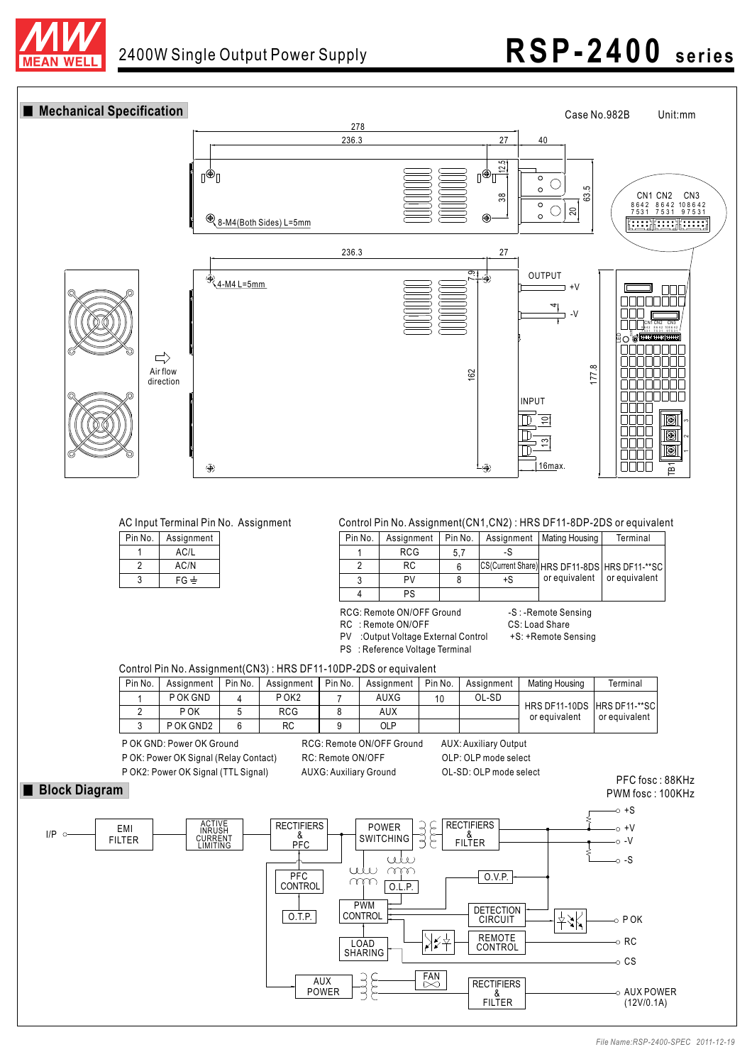## Mechanical Specification

Case No.982B Unit:mm

## AC Input Terminal Pin No. Assignment

| Pin No. | Assignment |
|---|---|
| 1 | AC/L |
| 2 | AC/N |
| 3 | FG ⏚ |

## Control Pin No. Assignment(CN1,CN2) : HRS DF11-8DP-2DS or equivalent

| Pin No. | Assignment | Pin No. | Assignment | Mating Housing | Terminal |
|---|---|---|---|---|---|
| 1 | RCG | 5,7 | -S | HRS DF11-8DS or equivalent | HRS DF11-**SC or equivalent |
| 2 | RC | 6 | CS(Current Share) | | |
| 3 | PV | 8 | +S | | |
| 4 | PS | | | | |

RCG: Remote ON/OFF Ground
RC : Remote ON/OFF
PV :Output Voltage External Control
PS : Reference Voltage Terminal
-S : -Remote Sensing
CS: Load Share
+S: +Remote Sensing

## Control Pin No. Assignment(CN3) : HRS DF11-10DP-2DS or equivalent

| Pin No. | Assignment | Pin No. | Assignment | Pin No. | Assignment | Pin No. | Assignment | Mating Housing | Terminal |
|---|---|---|---|---|---|---|---|---|---|
| 1 | P OK GND | 4 | P OK2 | 7 | AUXG | 10 | OL-SD | HRS DF11-10DS or equivalent | HRS DF11-**SC or equivalent |
| 2 | P OK | 5 | RCG | 8 | AUX | | | | |
| 3 | P OK GND2 | 6 | RC | 9 | OLP | | | | |

P OK GND: Power OK Ground
P OK: Power OK Signal (Relay Contact)
P OK2: Power OK Signal (TTL Signal)
RCG: Remote ON/OFF Ground
RC: Remote ON/OFF
AUXG: Auxiliary Ground
AUX: Auxiliary Output
OLP: OLP mode select
OL-SD: OLP mode select

## Block Diagram

PFC fosc : 88KHz
PWM fosc : 100KHz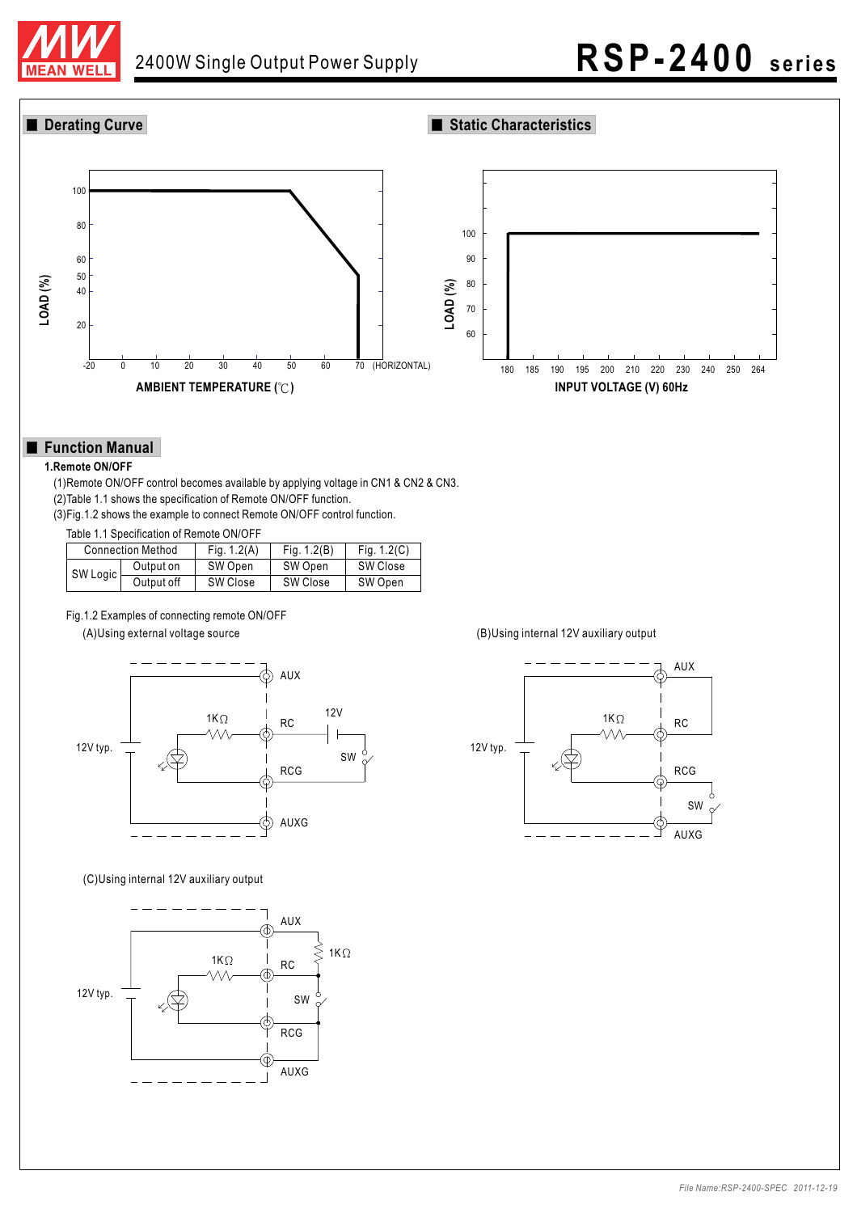## Derating Curve

LOAD (%)

AMBIENT TEMPERATURE (℃)

(HORIZONTAL)

## Static Characteristics

LOAD (%)

INPUT VOLTAGE (V) 60Hz

## Function Manual

**1.Remote ON/OFF**

(1)Remote ON/OFF control becomes available by applying voltage in CN1 & CN2 & CN3.

(2)Table 1.1 shows the specification of Remote ON/OFF function.

(3)Fig.1.2 shows the example to connect Remote ON/OFF control function.

Table 1.1 Specification of Remote ON/OFF

| Connection Method | | Fig. 1.2(A) | Fig. 1.2(B) | Fig. 1.2(C) |
|---|---|---|---|---|
| SW Logic | Output on | SW Open | SW Open | SW Close |
| | Output off | SW Close | SW Close | SW Open |

Fig.1.2 Examples of connecting remote ON/OFF

(A)Using external voltage source

(B)Using internal 12V auxiliary output

(C)Using internal 12V auxiliary output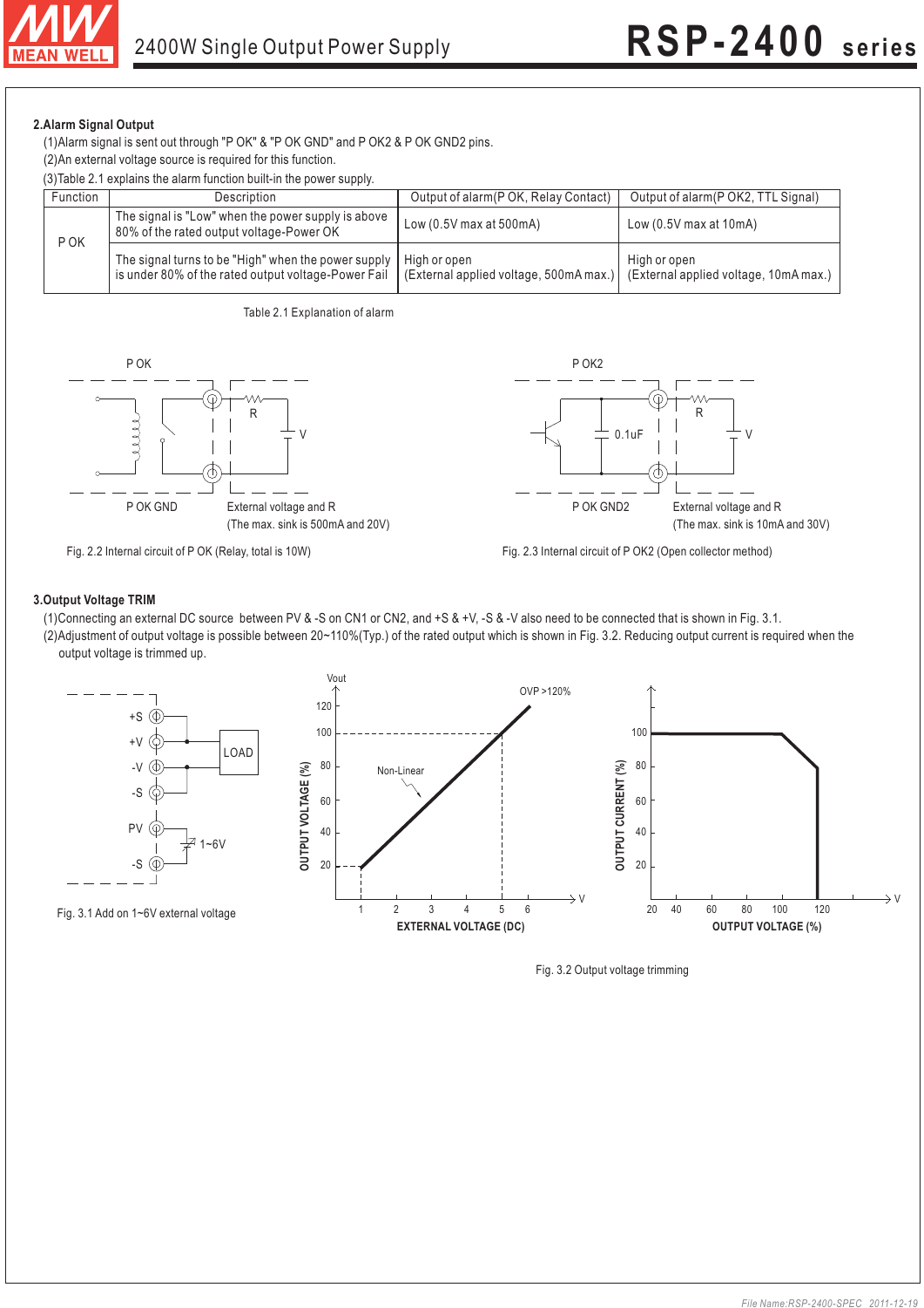## 2.Alarm Signal Output

(1)Alarm signal is sent out through "P OK" & "P OK GND" and P OK2 & P OK GND2 pins.

(2)An external voltage source is required for this function.

(3)Table 2.1 explains the alarm function built-in the power supply.

| Function | Description | Output of alarm(P OK, Relay Contact) | Output of alarm(P OK2, TTL Signal) |
|---|---|---|---|
| P OK | The signal is "Low" when the power supply is above 80% of the rated output voltage-Power OK | Low (0.5V max at 500mA) | Low (0.5V max at 10mA) |
| | The signal turns to be "High" when the power supply is under 80% of the rated output voltage-Power Fail | High or open (External applied voltage, 500mA max.) | High or open (External applied voltage, 10mA max.) |

Table 2.1 Explanation of alarm

P OK

R

V

P OK GND

External voltage and R

(The max. sink is 500mA and 20V)

Fig. 2.2 Internal circuit of P OK (Relay, total is 10W)

P OK2

0.1uF

R

V

P OK GND2

External voltage and R

(The max. sink is 10mA and 30V)

Fig. 2.3 Internal circuit of P OK2 (Open collector method)

## 3.Output Voltage TRIM

(1)Connecting an external DC source between PV & -S on CN1 or CN2, and +S & +V, -S & -V also need to be connected that is shown in Fig. 3.1.

(2)Adjustment of output voltage is possible between 20~110%(Typ.) of the rated output which is shown in Fig. 3.2. Reducing output current is required when the output voltage is trimmed up.

+S, +V, -V, -S, LOAD, PV, -S, 1~6V

Fig. 3.1 Add on 1~6V external voltage

Vout, OUTPUT VOLTAGE (%), EXTERNAL VOLTAGE (DC), OVP >120%, Non-Linear

OUTPUT CURRENT (%), OUTPUT VOLTAGE (%)

Fig. 3.2 Output voltage trimming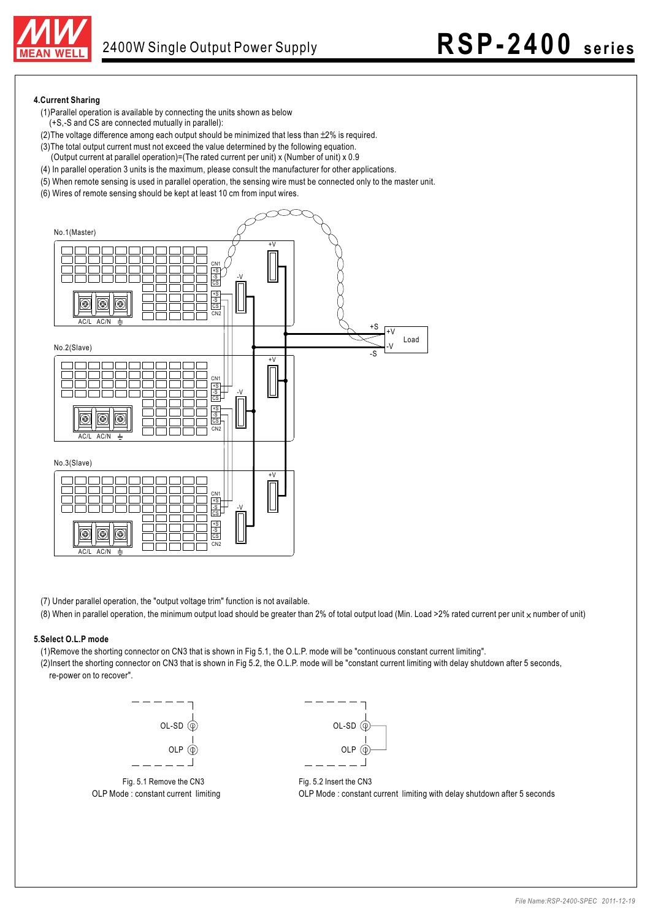### 4.Current Sharing

(1)Parallel operation is available by connecting the units shown as below
(+S,-S and CS are connected mutually in parallel):

(2)The voltage difference among each output should be minimized that less than ±2% is required.

(3)The total output current must not exceed the value determined by the following equation.
(Output current at parallel operation)=(The rated current per unit) x (Number of unit) x 0.9

(4) In parallel operation 3 units is the maximum, please consult the manufacturer for other applications.

(5) When remote sensing is used in parallel operation, the sensing wire must be connected only to the master unit.

(6) Wires of remote sensing should be kept at least 10 cm from input wires.

(7) Under parallel operation, the "output voltage trim" function is not available.

(8) When in parallel operation, the minimum output load should be greater than 2% of total output load (Min. Load >2% rated current per unit × number of unit)

### 5.Select O.L.P mode

(1)Remove the shorting connector on CN3 that is shown in Fig 5.1, the O.L.P. mode will be "continuous constant current limiting".

(2)Insert the shorting connector on CN3 that is shown in Fig 5.2, the O.L.P. mode will be "constant current limiting with delay shutdown after 5 seconds, re-power on to recover".

Fig. 5.1 Remove the CN3
OLP Mode : constant current limiting

Fig. 5.2 Insert the CN3
OLP Mode : constant current limiting with delay shutdown after 5 seconds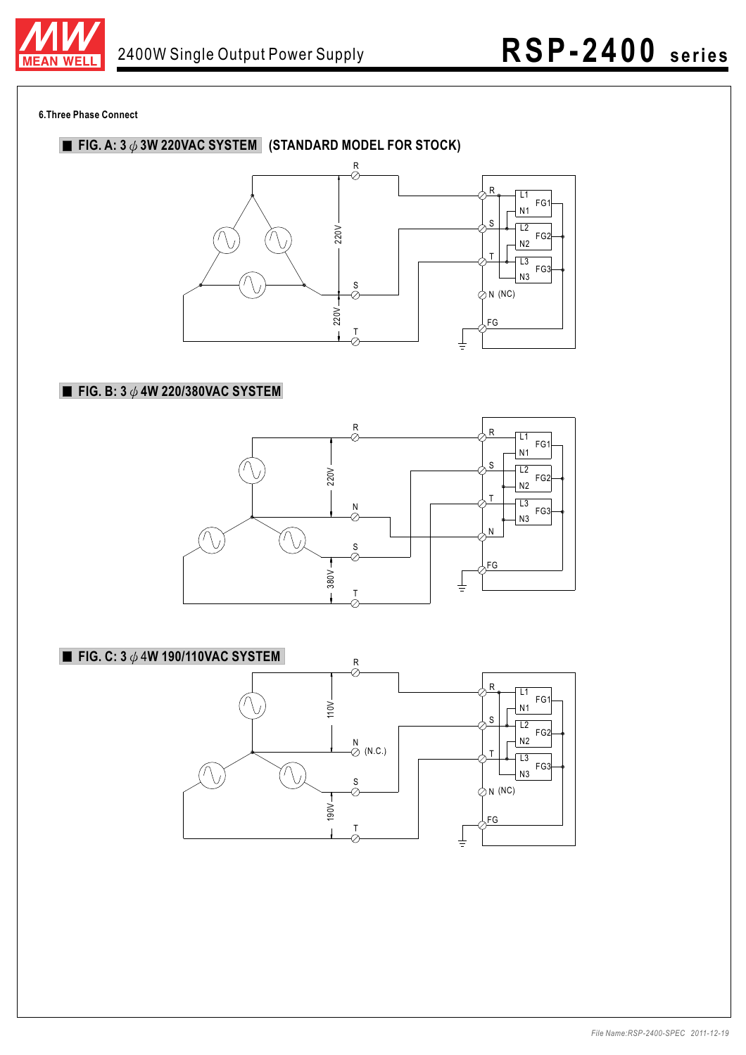### 6.Three Phase Connect

**■ FIG. A: 3 ϕ 3W 220VAC SYSTEM (STANDARD MODEL FOR STOCK)**

R
220V
S
220V
T
R
S
T
N (NC)
FG
L1
N1
FG1
L2
N2
FG2
L3
N3
FG3

**■ FIG. B: 3 ϕ 4W 220/380VAC SYSTEM**

R
220V
N
S
380V
T
R
S
T
N
FG
L1
N1
FG1
L2
N2
FG2
L3
N3
FG3

**■ FIG. C: 3 ϕ 4W 190/110VAC SYSTEM**

R
110V
N (N.C.)
S
190V
T
R
S
T
N (NC)
FG
L1
N1
FG1
L2
N2
FG2
L3
N3
FG3

*File Name:RSP-2400-SPEC 2011-12-19*